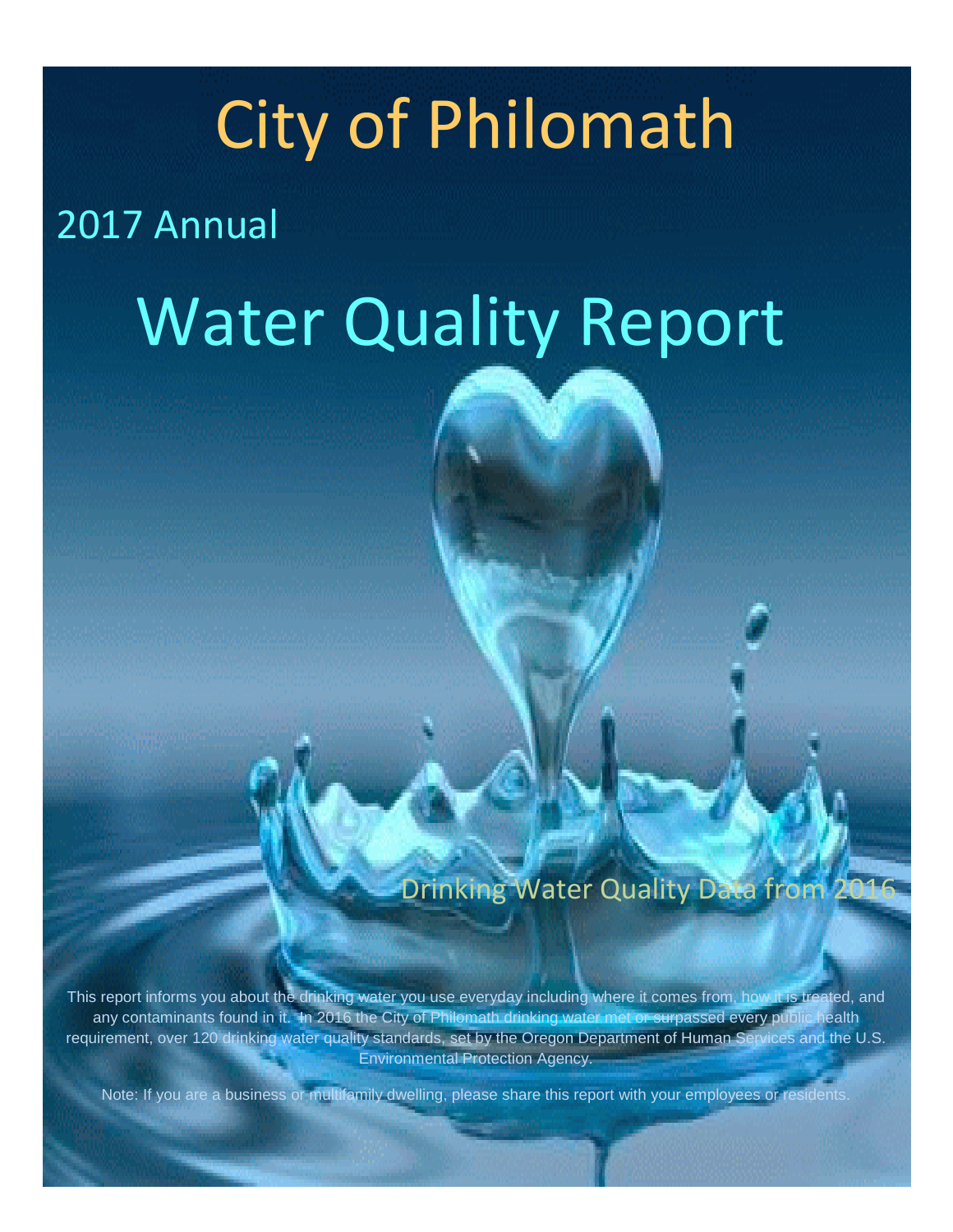# City of Philomath

## 2017 Annual

# Water Quality Report

Drinking Water Quality Data from 2016

This report informs you about the drinking water you use everyday including where it comes from, how it is treated, and any contaminants found in it. In 2016 the City of Philomath drinking water met or surpassed every public health requirement, over 120 drinking water quality standards, set by the Oregon Department of Human Services and the U.S. Environmental Protection Agency.

Note: If you are a business or multifamily dwelling, please share this report with your employees or residents.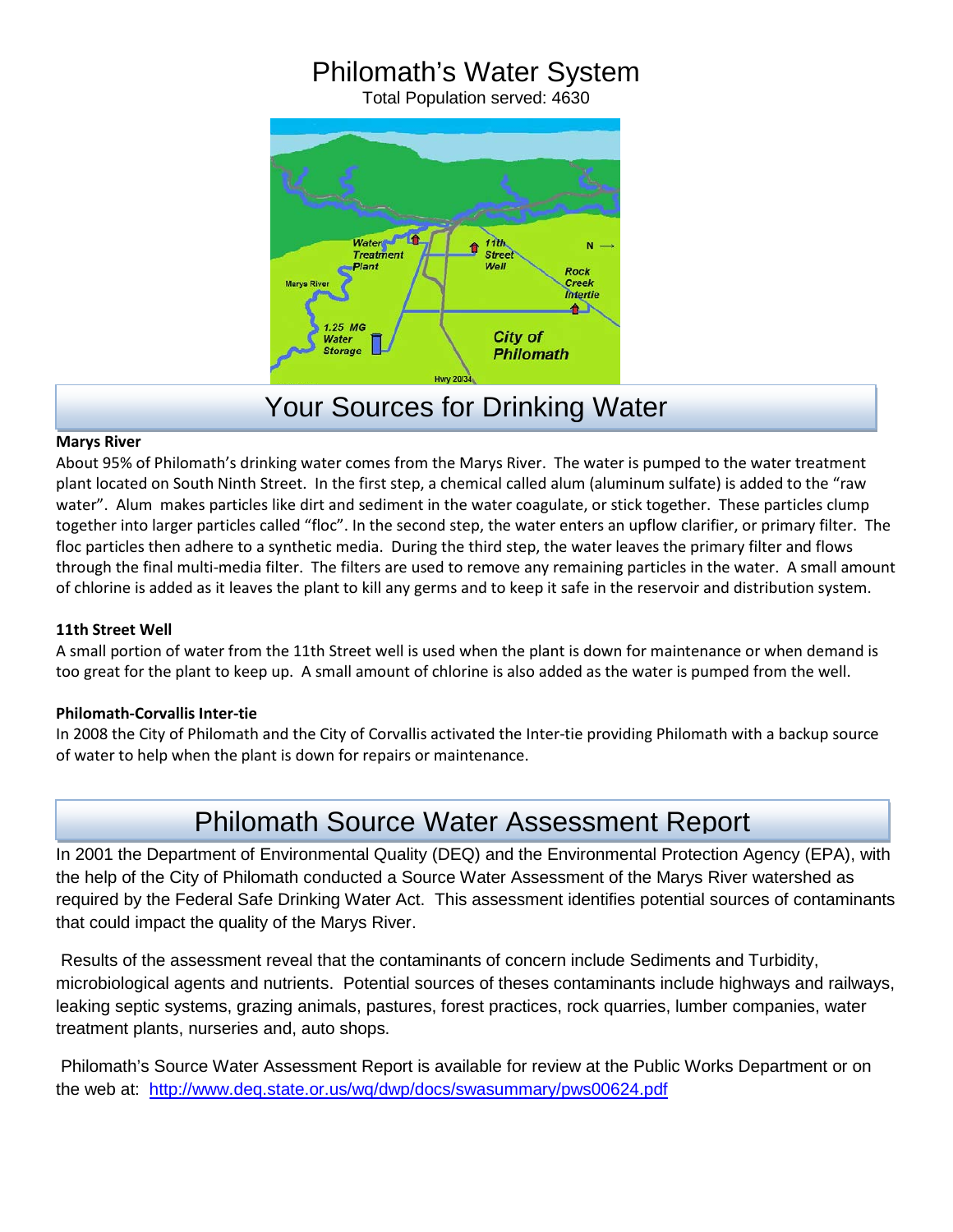# Philomath's Water System

Total Population served: 4630

## Your Sources for Drinking Water

**Marys River**

About 95% of Philomath's drinking water comes from the Marys River. The water is pumped to the water treatment plant located on South Ninth Street. In the first step, a chemical called alum (aluminum sulfate) is added to the "raw water". Alum makes particles like dirt and sediment in the water coagulate, or stick together. These particles clump together into larger particles called "floc". In the second step, the water enters an upflow clarifier, or primary filter. The floc particles then adhere to a synthetic media. During the third step, the water leaves the primary filter and flows through the final multi-media filter. The filters are used to remove any remaining particles in the water. A small amount of chlorine is added as it leaves the plant to kill any germs and to keep it safe in the reservoir and distribution system.

**11th Street Well**

A small portion of water from the 11th Street well is used when the plant is down for maintenance or when demand is too great for the plant to keep up. A small amount of chlorine is also added as the water is pumped from the well.

**Philomath-Corvallis Inter-tie**

In 2008 the City of Philomath and the City of Corvallis activated the Inter-tie providing Philomath with a backup source of water to help when the plant is down for repairs or maintenance.

## Philomath Source Water Assessment Report

In 2001 the Department of Environmental Quality (DEQ) and the Environmental Protection Agency (EPA), with the help of the City of Philomath conducted a Source Water Assessment of the Marys River watershed as required by the Federal Safe Drinking Water Act. This assessment identifies potential sources of contaminants that could impact the quality of the Marys River.

Results of the assessment reveal that the contaminants of concern include Sediments and Turbidity, microbiological agents and nutrients. Potential sources of theses contaminants include highways and railways, leaking septic systems, grazing animals, pastures, forest practices, rock quarries, lumber companies, water treatment plants, nurseries and, auto shops.

Philomath's Source Water Assessment Report is available for review at the Public Works Department or on the web at: http://www.deq.state.or.us/wq/dwp/docs/swasummary/pws00624.pdf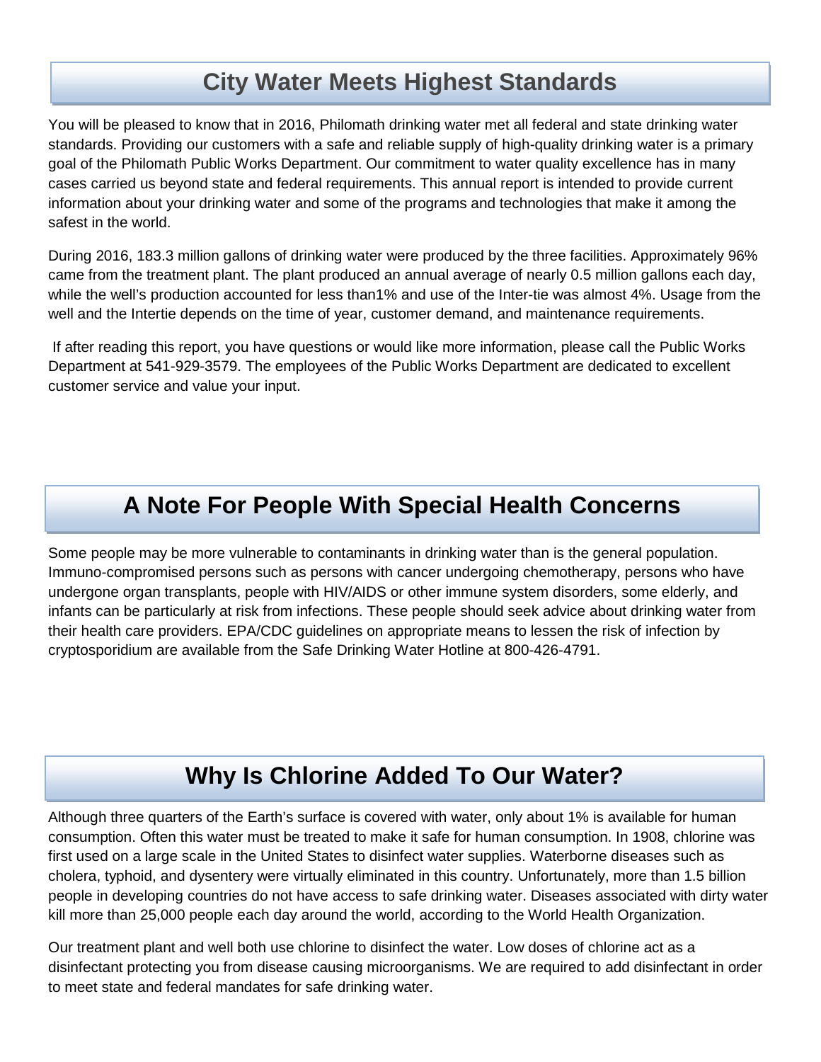## City Water Meets Highest Standards

You will be pleased to know that in 2016, Philomath drinking water met all federal and state drinking water standards. Providing our customers with a safe and reliable supply of high-quality drinking water is a primary goal of the Philomath Public Works Department. Our commitment to water quality excellence has in many cases carried us beyond state and federal requirements. This annual report is intended to provide current information about your drinking water and some of the programs and technologies that make it among the safest in the world.

During 2016, 183.3 million gallons of drinking water were produced by the three facilities. Approximately 96% came from the treatment plant. The plant produced an annual average of nearly 0.5 million gallons each day, while the well's production accounted for less than1% and use of the Inter-tie was almost 4%. Usage from the well and the Intertie depends on the time of year, customer demand, and maintenance requirements.

If after reading this report, you have questions or would like more information, please call the Public Works Department at 541-929-3579. The employees of the Public Works Department are dedicated to excellent customer service and value your input.

## A Note For People With Special Health Concerns

Some people may be more vulnerable to contaminants in drinking water than is the general population. Immuno-compromised persons such as persons with cancer undergoing chemotherapy, persons who have undergone organ transplants, people with HIV/AIDS or other immune system disorders, some elderly, and infants can be particularly at risk from infections. These people should seek advice about drinking water from their health care providers. EPA/CDC guidelines on appropriate means to lessen the risk of infection by cryptosporidium are available from the Safe Drinking Water Hotline at 800-426-4791.

## Why Is Chlorine Added To Our Water?

Although three quarters of the Earth's surface is covered with water, only about 1% is available for human consumption. Often this water must be treated to make it safe for human consumption. In 1908, chlorine was first used on a large scale in the United States to disinfect water supplies. Waterborne diseases such as cholera, typhoid, and dysentery were virtually eliminated in this country. Unfortunately, more than 1.5 billion people in developing countries do not have access to safe drinking water. Diseases associated with dirty water kill more than 25,000 people each day around the world, according to the World Health Organization.

Our treatment plant and well both use chlorine to disinfect the water. Low doses of chlorine act as a disinfectant protecting you from disease causing microorganisms. We are required to add disinfectant in order to meet state and federal mandates for safe drinking water.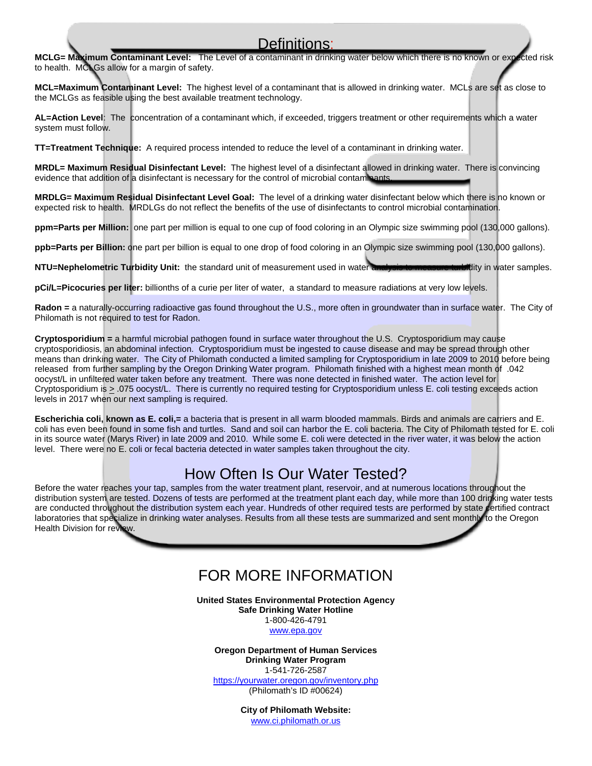## Definitions:

**MCLG= Maximum Contaminant Level:** The Level of a contaminant in drinking water below which there is no known or expected risk to health. MCLGs allow for a margin of safety.

**MCL=Maximum Contaminant Level:** The highest level of a contaminant that is allowed in drinking water. MCLs are set as close to the MCLGs as feasible using the best available treatment technology.

**AL=Action Level**: The concentration of a contaminant which, if exceeded, triggers treatment or other requirements which a water system must follow.

**TT=Treatment Technique:** A required process intended to reduce the level of a contaminant in drinking water.

**MRDL= Maximum Residual Disinfectant Level:** The highest level of a disinfectant allowed in drinking water. There is convincing evidence that addition of a disinfectant is necessary for the control of microbial contaminants.

**MRDLG= Maximum Residual Disinfectant Level Goal:** The level of a drinking water disinfectant below which there is no known or expected risk to health. MRDLGs do not reflect the benefits of the use of disinfectants to control microbial contamination.

**ppm=Parts per Million:** one part per million is equal to one cup of food coloring in an Olympic size swimming pool (130,000 gallons).

**ppb=Parts per Billion:** one part per billion is equal to one drop of food coloring in an Olympic size swimming pool (130,000 gallons).

**NTU=Nephelometric Turbidity Unit:** the standard unit of measurement used in water analysis to measure turbidity in water samples.

**pCi/L=Picocuries per liter:** billionths of a curie per liter of water, a standard to measure radiations at very low levels.

**Radon =** a naturally-occurring radioactive gas found throughout the U.S., more often in groundwater than in surface water. The City of Philomath is not required to test for Radon.

**Cryptosporidium =** a harmful microbial pathogen found in surface water throughout the U.S. Cryptosporidium may cause cryptosporidiosis, an abdominal infection. Cryptosporidium must be ingested to cause disease and may be spread through other means than drinking water. The City of Philomath conducted a limited sampling for Cryptosporidium in late 2009 to 2010 before being released from further sampling by the Oregon Drinking Water program. Philomath finished with a highest mean month of .042 oocyst/L in unfiltered water taken before any treatment. There was none detected in finished water. The action level for Cryptosporidium is ≥ .075 oocyst/L. There is currently no required testing for Cryptosporidium unless E. coli testing exceeds action levels in 2017 when our next sampling is required.

**Escherichia coli, known as E. coli,=** a bacteria that is present in all warm blooded mammals. Birds and animals are carriers and E. coli has even been found in some fish and turtles. Sand and soil can harbor the E. coli bacteria. The City of Philomath tested for E. coli in its source water (Marys River) in late 2009 and 2010. While some E. coli were detected in the river water, it was below the action level. There were no E. coli or fecal bacteria detected in water samples taken throughout the city.

## How Often Is Our Water Tested?

Before the water reaches your tap, samples from the water treatment plant, reservoir, and at numerous locations throughout the distribution system are tested. Dozens of tests are performed at the treatment plant each day, while more than 100 drinking water tests are conducted throughout the distribution system each year. Hundreds of other required tests are performed by state certified contract laboratories that specialize in drinking water analyses. Results from all these tests are summarized and sent monthly to the Oregon Health Division for review.

# FOR MORE INFORMATION

**United States Environmental Protection Agency**
**Safe Drinking Water Hotline**
1-800-426-4791
www.epa.gov

**Oregon Department of Human Services**
**Drinking Water Program**
1-541-726-2587
https://yourwater.oregon.gov/inventory.php
(Philomath's ID #00624)

**City of Philomath Website:**
www.ci.philomath.or.us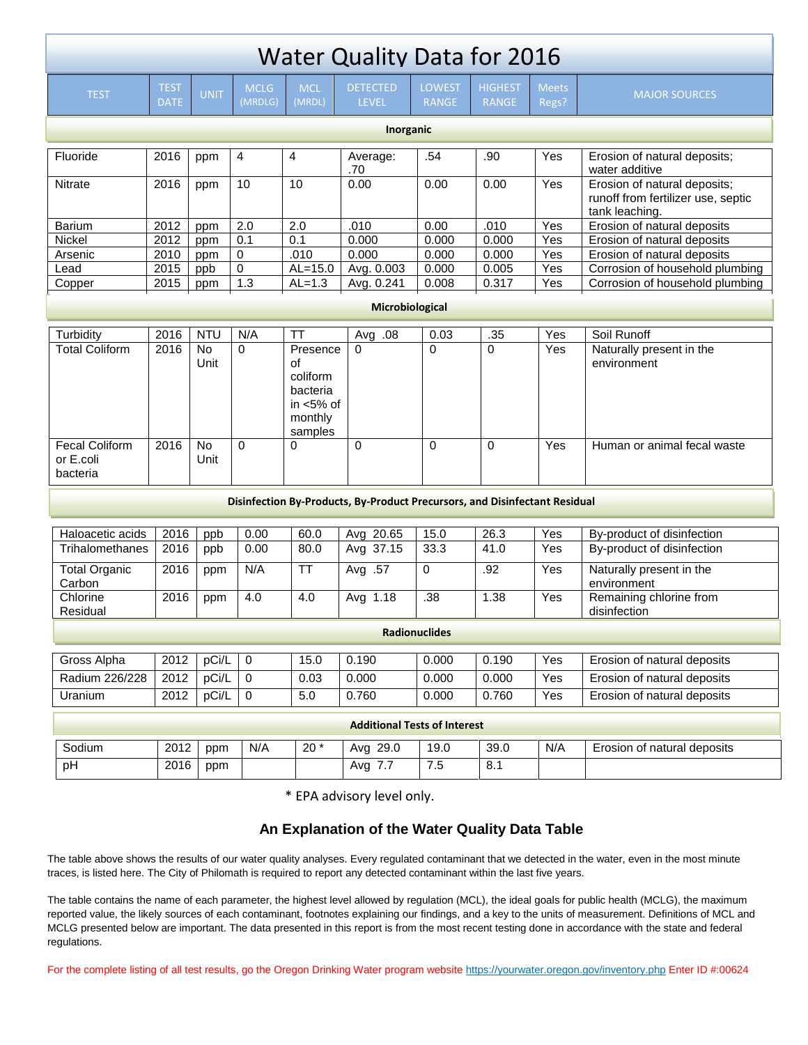# Water Quality Data for 2016

| TEST | TEST DATE | UNIT | MCLG (MRDLG) | MCL (MRDL) | DETECTED LEVEL | LOWEST RANGE | HIGHEST RANGE | Meets Regs? | MAJOR SOURCES |
|---|---|---|---|---|---|---|---|---|---|
| **Inorganic** | | | | | | | | | |
| Fluoride | 2016 | ppm | 4 | 4 | Average: .70 | .54 | .90 | Yes | Erosion of natural deposits; water additive |
| Nitrate | 2016 | ppm | 10 | 10 | 0.00 | 0.00 | 0.00 | Yes | Erosion of natural deposits; runoff from fertilizer use, septic tank leaching. |
| Barium | 2012 | ppm | 2.0 | 2.0 | .010 | 0.00 | .010 | Yes | Erosion of natural deposits |
| Nickel | 2012 | ppm | 0.1 | 0.1 | 0.000 | 0.000 | 0.000 | Yes | Erosion of natural deposits |
| Arsenic | 2010 | ppm | 0 | .010 | 0.000 | 0.000 | 0.000 | Yes | Erosion of natural deposits |
| Lead | 2015 | ppb | 0 | AL=15.0 | Avg. 0.003 | 0.000 | 0.005 | Yes | Corrosion of household plumbing |
| Copper | 2015 | ppm | 1.3 | AL=1.3 | Avg. 0.241 | 0.008 | 0.317 | Yes | Corrosion of household plumbing |
| **Microbiological** | | | | | | | | | |
| Turbidity | 2016 | NTU | N/A | TT | Avg .08 | 0.03 | .35 | Yes | Soil Runoff |
| Total Coliform | 2016 | No Unit | 0 | Presence of coliform bacteria in <5% of monthly samples | 0 | 0 | 0 | Yes | Naturally present in the environment |
| Fecal Coliform or E.coli bacteria | 2016 | No Unit | 0 | 0 | 0 | 0 | 0 | Yes | Human or animal fecal waste |
| **Disinfection By-Products, By-Product Precursors, and Disinfectant Residual** | | | | | | | | | |
| Haloacetic acids | 2016 | ppb | 0.00 | 60.0 | Avg 20.65 | 15.0 | 26.3 | Yes | By-product of disinfection |
| Trihalomethanes | 2016 | ppb | 0.00 | 80.0 | Avg 37.15 | 33.3 | 41.0 | Yes | By-product of disinfection |
| Total Organic Carbon | 2016 | ppm | N/A | TT | Avg .57 | 0 | .92 | Yes | Naturally present in the environment |
| Chlorine Residual | 2016 | ppm | 4.0 | 4.0 | Avg 1.18 | .38 | 1.38 | Yes | Remaining chlorine from disinfection |
| **Radionuclides** | | | | | | | | | |
| Gross Alpha | 2012 | pCi/L | 0 | 15.0 | 0.190 | 0.000 | 0.190 | Yes | Erosion of natural deposits |
| Radium 226/228 | 2012 | pCi/L | 0 | 0.03 | 0.000 | 0.000 | 0.000 | Yes | Erosion of natural deposits |
| Uranium | 2012 | pCi/L | 0 | 5.0 | 0.760 | 0.000 | 0.760 | Yes | Erosion of natural deposits |
| **Additional Tests of Interest** | | | | | | | | | |
| Sodium | 2012 | ppm | N/A | 20 * | Avg 29.0 | 19.0 | 39.0 | N/A | Erosion of natural deposits |
| pH | 2016 | ppm | | | Avg 7.7 | 7.5 | 8.1 | | |

* EPA advisory level only.

## An Explanation of the Water Quality Data Table

The table above shows the results of our water quality analyses. Every regulated contaminant that we detected in the water, even in the most minute traces, is listed here. The City of Philomath is required to report any detected contaminant within the last five years.

The table contains the name of each parameter, the highest level allowed by regulation (MCL), the ideal goals for public health (MCLG), the maximum reported value, the likely sources of each contaminant, footnotes explaining our findings, and a key to the units of measurement. Definitions of MCL and MCLG presented below are important. The data presented in this report is from the most recent testing done in accordance with the state and federal regulations.

For the complete listing of all test results, go the Oregon Drinking Water program website https://yourwater.oregon.gov/inventory.php Enter ID #:00624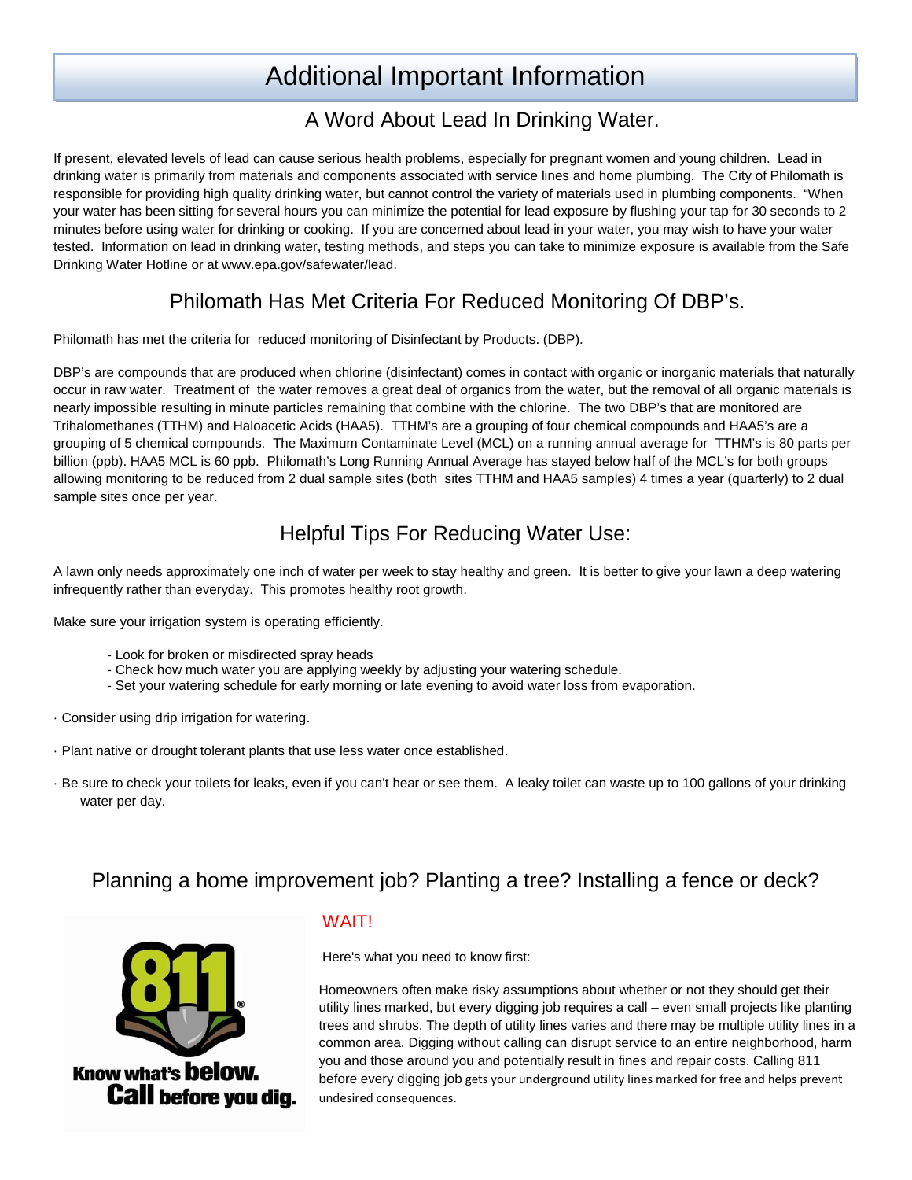# Additional Important Information

## A Word About Lead In Drinking Water.

If present, elevated levels of lead can cause serious health problems, especially for pregnant women and young children. Lead in drinking water is primarily from materials and components associated with service lines and home plumbing. The City of Philomath is responsible for providing high quality drinking water, but cannot control the variety of materials used in plumbing components. "When your water has been sitting for several hours you can minimize the potential for lead exposure by flushing your tap for 30 seconds to 2 minutes before using water for drinking or cooking. If you are concerned about lead in your water, you may wish to have your water tested. Information on lead in drinking water, testing methods, and steps you can take to minimize exposure is available from the Safe Drinking Water Hotline or at www.epa.gov/safewater/lead.

## Philomath Has Met Criteria For Reduced Monitoring Of DBP's.

Philomath has met the criteria for reduced monitoring of Disinfectant by Products. (DBP).

DBP's are compounds that are produced when chlorine (disinfectant) comes in contact with organic or inorganic materials that naturally occur in raw water. Treatment of the water removes a great deal of organics from the water, but the removal of all organic materials is nearly impossible resulting in minute particles remaining that combine with the chlorine. The two DBP's that are monitored are Trihalomethanes (TTHM) and Haloacetic Acids (HAA5). TTHM's are a grouping of four chemical compounds and HAA5's are a grouping of 5 chemical compounds. The Maximum Contaminate Level (MCL) on a running annual average for TTHM's is 80 parts per billion (ppb). HAA5 MCL is 60 ppb. Philomath's Long Running Annual Average has stayed below half of the MCL's for both groups allowing monitoring to be reduced from 2 dual sample sites (both sites TTHM and HAA5 samples) 4 times a year (quarterly) to 2 dual sample sites once per year.

## Helpful Tips For Reducing Water Use:

A lawn only needs approximately one inch of water per week to stay healthy and green. It is better to give your lawn a deep watering infrequently rather than everyday. This promotes healthy root growth.

Make sure your irrigation system is operating efficiently.

- Look for broken or misdirected spray heads
- Check how much water you are applying weekly by adjusting your watering schedule.
- Set your watering schedule for early morning or late evening to avoid water loss from evaporation.

· Consider using drip irrigation for watering.

· Plant native or drought tolerant plants that use less water once established.

· Be sure to check your toilets for leaks, even if you can't hear or see them. A leaky toilet can waste up to 100 gallons of your drinking water per day.

## Planning a home improvement job? Planting a tree? Installing a fence or deck?

811 Know what's below. Call before you dig.

WAIT!

Here's what you need to know first:

Homeowners often make risky assumptions about whether or not they should get their utility lines marked, but every digging job requires a call – even small projects like planting trees and shrubs. The depth of utility lines varies and there may be multiple utility lines in a common area. Digging without calling can disrupt service to an entire neighborhood, harm you and those around you and potentially result in fines and repair costs. Calling 811 before every digging job gets your underground utility lines marked for free and helps prevent undesired consequences.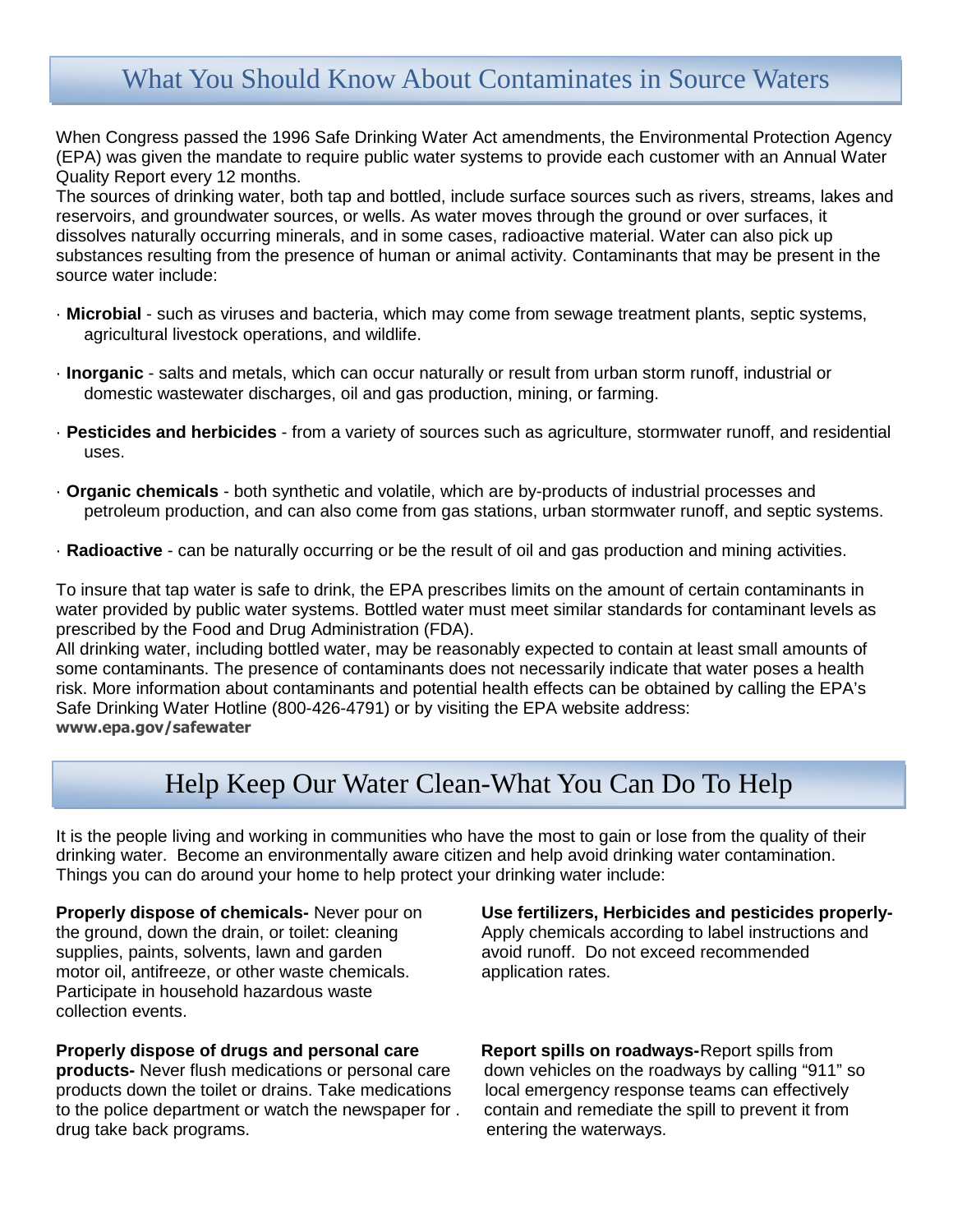## What You Should Know About Contaminates in Source Waters

When Congress passed the 1996 Safe Drinking Water Act amendments, the Environmental Protection Agency (EPA) was given the mandate to require public water systems to provide each customer with an Annual Water Quality Report every 12 months.

The sources of drinking water, both tap and bottled, include surface sources such as rivers, streams, lakes and reservoirs, and groundwater sources, or wells. As water moves through the ground or over surfaces, it dissolves naturally occurring minerals, and in some cases, radioactive material. Water can also pick up substances resulting from the presence of human or animal activity. Contaminants that may be present in the source water include:

- **Microbial** - such as viruses and bacteria, which may come from sewage treatment plants, septic systems, agricultural livestock operations, and wildlife.
- **Inorganic** - salts and metals, which can occur naturally or result from urban storm runoff, industrial or domestic wastewater discharges, oil and gas production, mining, or farming.
- **Pesticides and herbicides** - from a variety of sources such as agriculture, stormwater runoff, and residential uses.
- **Organic chemicals** - both synthetic and volatile, which are by-products of industrial processes and petroleum production, and can also come from gas stations, urban stormwater runoff, and septic systems.
- **Radioactive** - can be naturally occurring or be the result of oil and gas production and mining activities.

To insure that tap water is safe to drink, the EPA prescribes limits on the amount of certain contaminants in water provided by public water systems. Bottled water must meet similar standards for contaminant levels as prescribed by the Food and Drug Administration (FDA).

All drinking water, including bottled water, may be reasonably expected to contain at least small amounts of some contaminants. The presence of contaminants does not necessarily indicate that water poses a health risk. More information about contaminants and potential health effects can be obtained by calling the EPA's Safe Drinking Water Hotline (800-426-4791) or by visiting the EPA website address: **www.epa.gov/safewater**

## Help Keep Our Water Clean-What You Can Do To Help

It is the people living and working in communities who have the most to gain or lose from the quality of their drinking water. Become an environmentally aware citizen and help avoid drinking water contamination. Things you can do around your home to help protect your drinking water include:

**Properly dispose of chemicals-** Never pour on the ground, down the drain, or toilet: cleaning supplies, paints, solvents, lawn and garden motor oil, antifreeze, or other waste chemicals. Participate in household hazardous waste collection events.

**Properly dispose of drugs and personal care products-** Never flush medications or personal care products down the toilet or drains. Take medications to the police department or watch the newspaper for . drug take back programs.

**Use fertilizers, Herbicides and pesticides properly-** Apply chemicals according to label instructions and avoid runoff. Do not exceed recommended application rates.

**Report spills on roadways-**Report spills from down vehicles on the roadways by calling "911" so local emergency response teams can effectively contain and remediate the spill to prevent it from entering the waterways.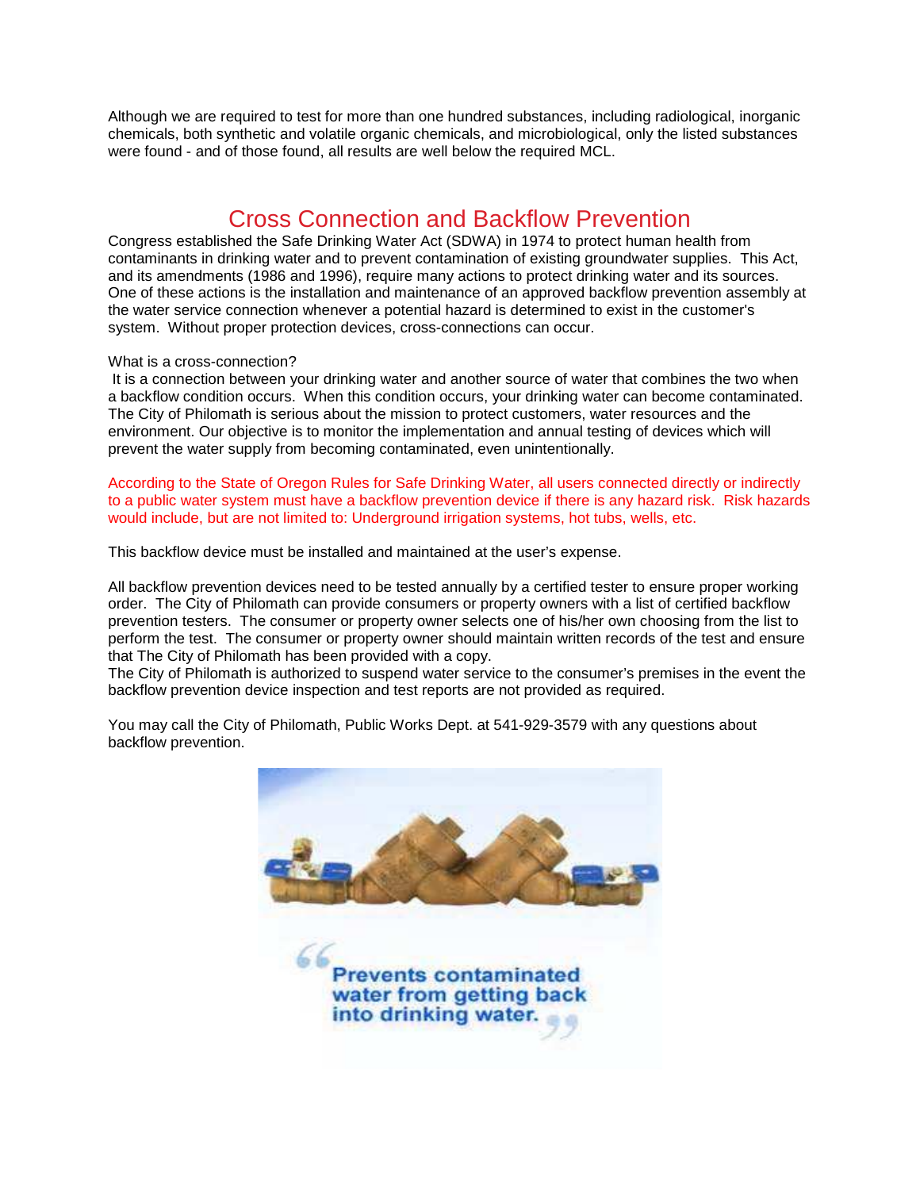Although we are required to test for more than one hundred substances, including radiological, inorganic chemicals, both synthetic and volatile organic chemicals, and microbiological, only the listed substances were found - and of those found, all results are well below the required MCL.

## Cross Connection and Backflow Prevention

Congress established the Safe Drinking Water Act (SDWA) in 1974 to protect human health from contaminants in drinking water and to prevent contamination of existing groundwater supplies. This Act, and its amendments (1986 and 1996), require many actions to protect drinking water and its sources. One of these actions is the installation and maintenance of an approved backflow prevention assembly at the water service connection whenever a potential hazard is determined to exist in the customer's system. Without proper protection devices, cross-connections can occur.

What is a cross-connection?

It is a connection between your drinking water and another source of water that combines the two when a backflow condition occurs. When this condition occurs, your drinking water can become contaminated. The City of Philomath is serious about the mission to protect customers, water resources and the environment. Our objective is to monitor the implementation and annual testing of devices which will prevent the water supply from becoming contaminated, even unintentionally.

According to the State of Oregon Rules for Safe Drinking Water, all users connected directly or indirectly to a public water system must have a backflow prevention device if there is any hazard risk. Risk hazards would include, but are not limited to: Underground irrigation systems, hot tubs, wells, etc.

This backflow device must be installed and maintained at the user's expense.

All backflow prevention devices need to be tested annually by a certified tester to ensure proper working order. The City of Philomath can provide consumers or property owners with a list of certified backflow prevention testers. The consumer or property owner selects one of his/her own choosing from the list to perform the test. The consumer or property owner should maintain written records of the test and ensure that The City of Philomath has been provided with a copy.
The City of Philomath is authorized to suspend water service to the consumer's premises in the event the backflow prevention device inspection and test reports are not provided as required.

You may call the City of Philomath, Public Works Dept. at 541-929-3579 with any questions about backflow prevention.

"Prevents contaminated water from getting back into drinking water."